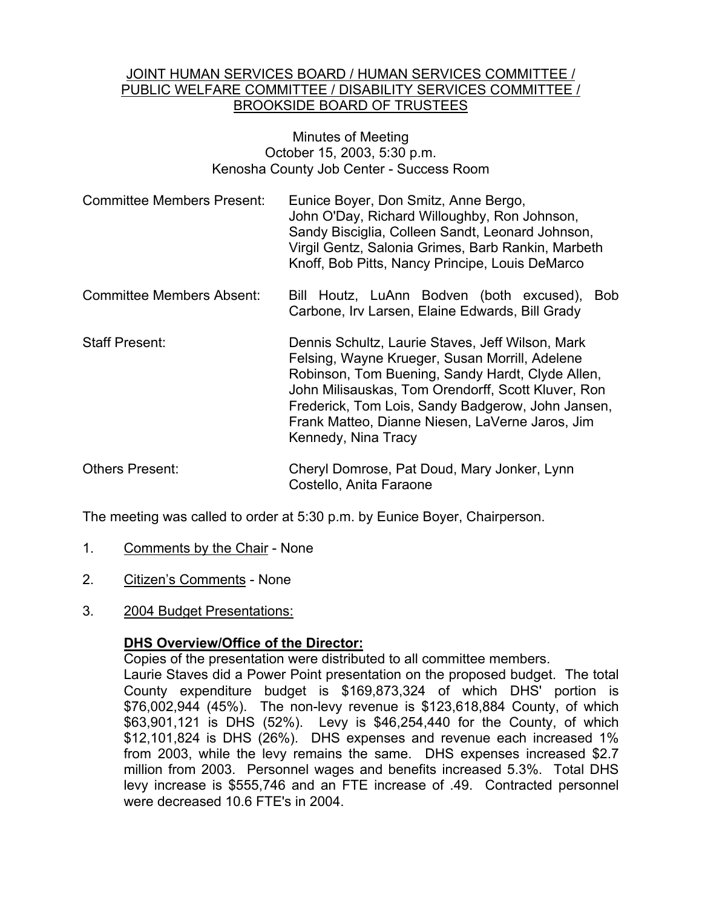JOINT HUMAN SERVICES BOARD / HUMAN SERVICES COMMITTEE / PUBLIC WELFARE COMMITTEE / DISABILITY SERVICES COMMITTEE / BROOKSIDE BOARD OF TRUSTEES

Minutes of Meeting
October 15, 2003, 5:30 p.m.
Kenosha County Job Center - Success Room

Committee Members Present: Eunice Boyer, Don Smitz, Anne Bergo, John O'Day, Richard Willoughby, Ron Johnson, Sandy Bisciglia, Colleen Sandt, Leonard Johnson, Virgil Gentz, Salonia Grimes, Barb Rankin, Marbeth Knoff, Bob Pitts, Nancy Principe, Louis DeMarco

Committee Members Absent: Bill Houtz, LuAnn Bodven (both excused), Bob Carbone, Irv Larsen, Elaine Edwards, Bill Grady

Staff Present: Dennis Schultz, Laurie Staves, Jeff Wilson, Mark Felsing, Wayne Krueger, Susan Morrill, Adelene Robinson, Tom Buening, Sandy Hardt, Clyde Allen, John Milisauskas, Tom Orendorff, Scott Kluver, Ron Frederick, Tom Lois, Sandy Badgerow, John Jansen, Frank Matteo, Dianne Niesen, LaVerne Jaros, Jim Kennedy, Nina Tracy

Others Present: Cheryl Domrose, Pat Doud, Mary Jonker, Lynn Costello, Anita Faraone

The meeting was called to order at 5:30 p.m. by Eunice Boyer, Chairperson.

1. Comments by the Chair - None

2. Citizen's Comments - None

3. 2004 Budget Presentations:

**DHS Overview/Office of the Director:**

Copies of the presentation were distributed to all committee members.
Laurie Staves did a Power Point presentation on the proposed budget. The total County expenditure budget is $169,873,324 of which DHS' portion is $76,002,944 (45%). The non-levy revenue is $123,618,884 County, of which $63,901,121 is DHS (52%). Levy is $46,254,440 for the County, of which $12,101,824 is DHS (26%). DHS expenses and revenue each increased 1% from 2003, while the levy remains the same. DHS expenses increased $2.7 million from 2003. Personnel wages and benefits increased 5.3%. Total DHS levy increase is $555,746 and an FTE increase of .49. Contracted personnel were decreased 10.6 FTE's in 2004.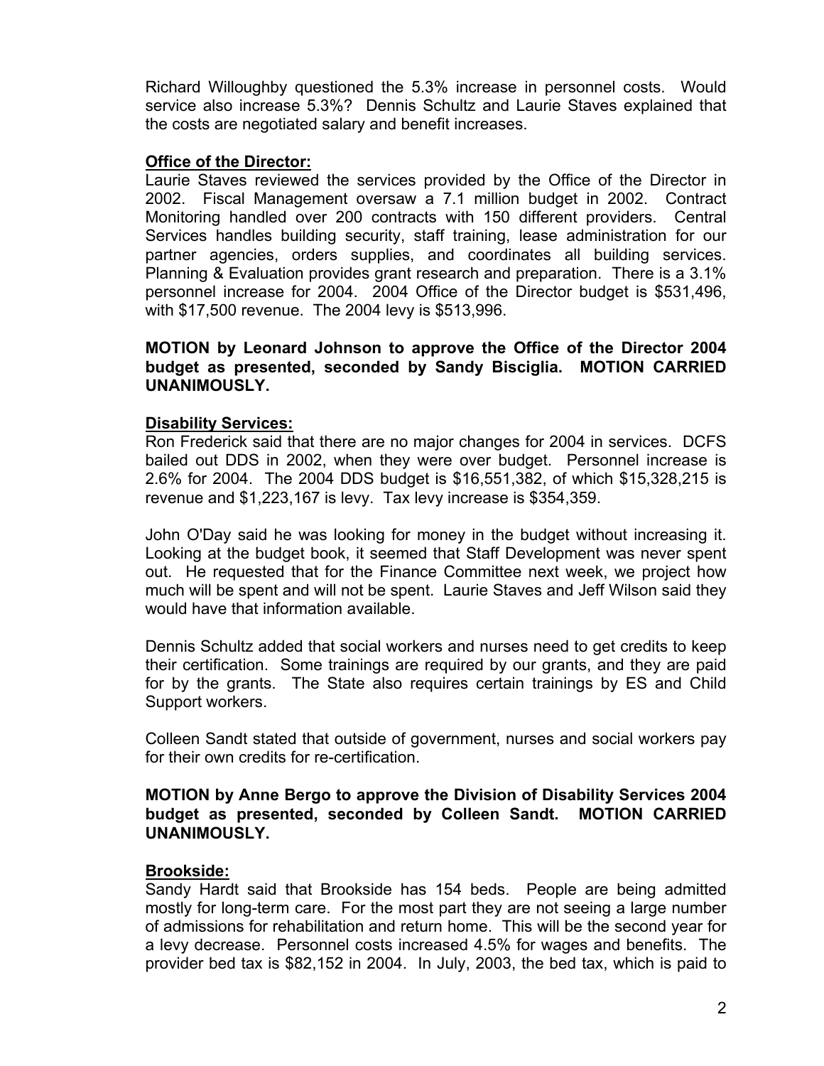Richard Willoughby questioned the 5.3% increase in personnel costs. Would service also increase 5.3%? Dennis Schultz and Laurie Staves explained that the costs are negotiated salary and benefit increases.

**Office of the Director:**

Laurie Staves reviewed the services provided by the Office of the Director in 2002. Fiscal Management oversaw a 7.1 million budget in 2002. Contract Monitoring handled over 200 contracts with 150 different providers. Central Services handles building security, staff training, lease administration for our partner agencies, orders supplies, and coordinates all building services. Planning & Evaluation provides grant research and preparation. There is a 3.1% personnel increase for 2004. 2004 Office of the Director budget is $531,496, with $17,500 revenue. The 2004 levy is $513,996.

**MOTION by Leonard Johnson to approve the Office of the Director 2004 budget as presented, seconded by Sandy Bisciglia. MOTION CARRIED UNANIMOUSLY.**

**Disability Services:**

Ron Frederick said that there are no major changes for 2004 in services. DCFS bailed out DDS in 2002, when they were over budget. Personnel increase is 2.6% for 2004. The 2004 DDS budget is $16,551,382, of which $15,328,215 is revenue and $1,223,167 is levy. Tax levy increase is $354,359.

John O'Day said he was looking for money in the budget without increasing it. Looking at the budget book, it seemed that Staff Development was never spent out. He requested that for the Finance Committee next week, we project how much will be spent and will not be spent. Laurie Staves and Jeff Wilson said they would have that information available.

Dennis Schultz added that social workers and nurses need to get credits to keep their certification. Some trainings are required by our grants, and they are paid for by the grants. The State also requires certain trainings by ES and Child Support workers.

Colleen Sandt stated that outside of government, nurses and social workers pay for their own credits for re-certification.

**MOTION by Anne Bergo to approve the Division of Disability Services 2004 budget as presented, seconded by Colleen Sandt. MOTION CARRIED UNANIMOUSLY.**

**Brookside:**

Sandy Hardt said that Brookside has 154 beds. People are being admitted mostly for long-term care. For the most part they are not seeing a large number of admissions for rehabilitation and return home. This will be the second year for a levy decrease. Personnel costs increased 4.5% for wages and benefits. The provider bed tax is $82,152 in 2004. In July, 2003, the bed tax, which is paid to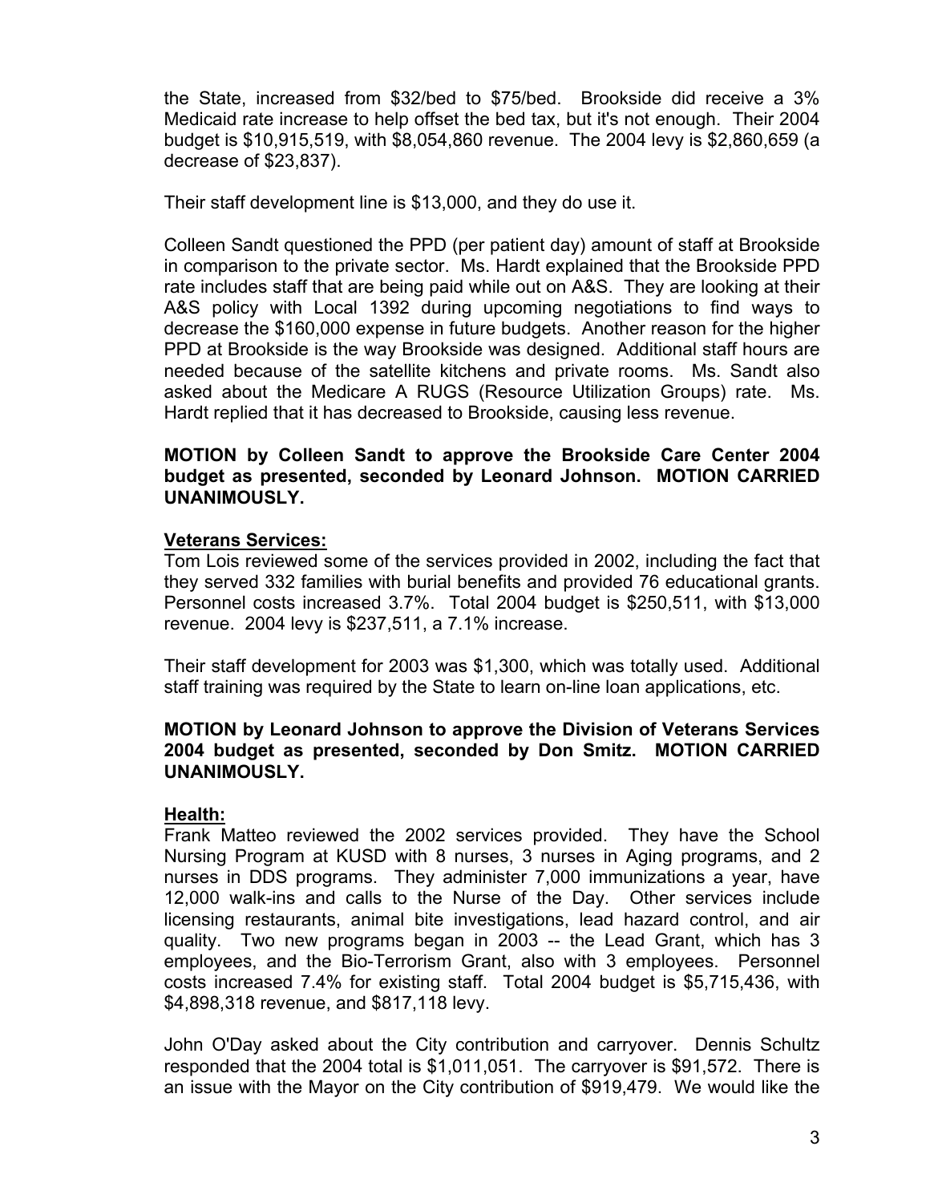the State, increased from $32/bed to $75/bed. Brookside did receive a 3% Medicaid rate increase to help offset the bed tax, but it's not enough. Their 2004 budget is $10,915,519, with $8,054,860 revenue. The 2004 levy is $2,860,659 (a decrease of $23,837).

Their staff development line is $13,000, and they do use it.

Colleen Sandt questioned the PPD (per patient day) amount of staff at Brookside in comparison to the private sector. Ms. Hardt explained that the Brookside PPD rate includes staff that are being paid while out on A&S. They are looking at their A&S policy with Local 1392 during upcoming negotiations to find ways to decrease the $160,000 expense in future budgets. Another reason for the higher PPD at Brookside is the way Brookside was designed. Additional staff hours are needed because of the satellite kitchens and private rooms. Ms. Sandt also asked about the Medicare A RUGS (Resource Utilization Groups) rate. Ms. Hardt replied that it has decreased to Brookside, causing less revenue.

**MOTION by Colleen Sandt to approve the Brookside Care Center 2004 budget as presented, seconded by Leonard Johnson. MOTION CARRIED UNANIMOUSLY.**

**Veterans Services:**

Tom Lois reviewed some of the services provided in 2002, including the fact that they served 332 families with burial benefits and provided 76 educational grants. Personnel costs increased 3.7%. Total 2004 budget is $250,511, with $13,000 revenue. 2004 levy is $237,511, a 7.1% increase.

Their staff development for 2003 was $1,300, which was totally used. Additional staff training was required by the State to learn on-line loan applications, etc.

**MOTION by Leonard Johnson to approve the Division of Veterans Services 2004 budget as presented, seconded by Don Smitz. MOTION CARRIED UNANIMOUSLY.**

**Health:**

Frank Matteo reviewed the 2002 services provided. They have the School Nursing Program at KUSD with 8 nurses, 3 nurses in Aging programs, and 2 nurses in DDS programs. They administer 7,000 immunizations a year, have 12,000 walk-ins and calls to the Nurse of the Day. Other services include licensing restaurants, animal bite investigations, lead hazard control, and air quality. Two new programs began in 2003 -- the Lead Grant, which has 3 employees, and the Bio-Terrorism Grant, also with 3 employees. Personnel costs increased 7.4% for existing staff. Total 2004 budget is $5,715,436, with $4,898,318 revenue, and $817,118 levy.

John O'Day asked about the City contribution and carryover. Dennis Schultz responded that the 2004 total is $1,011,051. The carryover is $91,572. There is an issue with the Mayor on the City contribution of $919,479. We would like the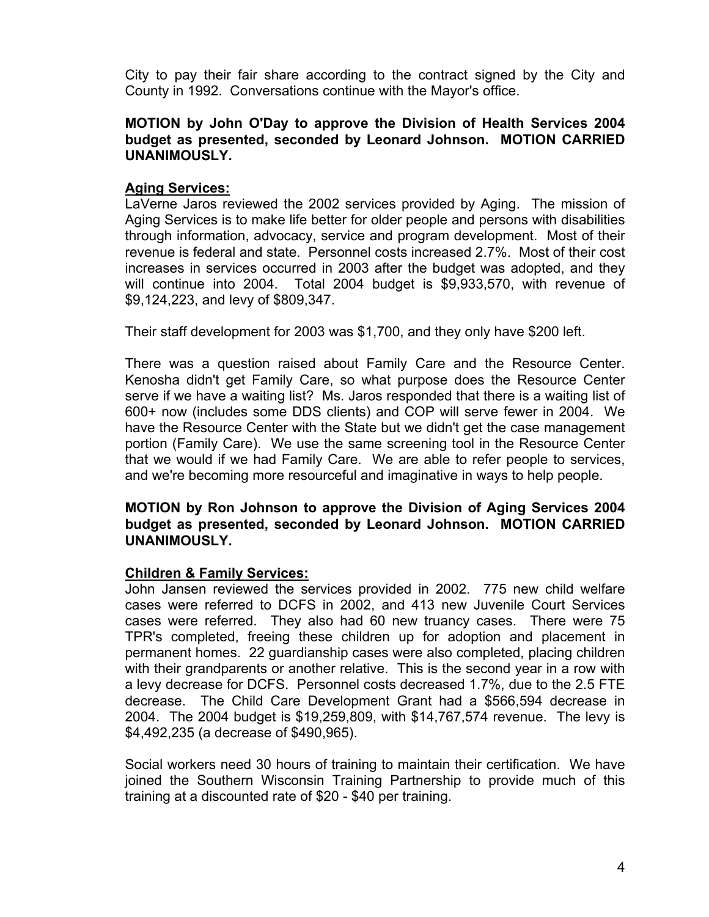City to pay their fair share according to the contract signed by the City and County in 1992. Conversations continue with the Mayor's office.

**MOTION by John O'Day to approve the Division of Health Services 2004 budget as presented, seconded by Leonard Johnson. MOTION CARRIED UNANIMOUSLY.**

**Aging Services:**

LaVerne Jaros reviewed the 2002 services provided by Aging. The mission of Aging Services is to make life better for older people and persons with disabilities through information, advocacy, service and program development. Most of their revenue is federal and state. Personnel costs increased 2.7%. Most of their cost increases in services occurred in 2003 after the budget was adopted, and they will continue into 2004. Total 2004 budget is $9,933,570, with revenue of $9,124,223, and levy of $809,347.

Their staff development for 2003 was $1,700, and they only have $200 left.

There was a question raised about Family Care and the Resource Center. Kenosha didn't get Family Care, so what purpose does the Resource Center serve if we have a waiting list? Ms. Jaros responded that there is a waiting list of 600+ now (includes some DDS clients) and COP will serve fewer in 2004. We have the Resource Center with the State but we didn't get the case management portion (Family Care). We use the same screening tool in the Resource Center that we would if we had Family Care. We are able to refer people to services, and we're becoming more resourceful and imaginative in ways to help people.

**MOTION by Ron Johnson to approve the Division of Aging Services 2004 budget as presented, seconded by Leonard Johnson. MOTION CARRIED UNANIMOUSLY.**

**Children & Family Services:**

John Jansen reviewed the services provided in 2002. 775 new child welfare cases were referred to DCFS in 2002, and 413 new Juvenile Court Services cases were referred. They also had 60 new truancy cases. There were 75 TPR's completed, freeing these children up for adoption and placement in permanent homes. 22 guardianship cases were also completed, placing children with their grandparents or another relative. This is the second year in a row with a levy decrease for DCFS. Personnel costs decreased 1.7%, due to the 2.5 FTE decrease. The Child Care Development Grant had a $566,594 decrease in 2004. The 2004 budget is $19,259,809, with $14,767,574 revenue. The levy is $4,492,235 (a decrease of $490,965).

Social workers need 30 hours of training to maintain their certification. We have joined the Southern Wisconsin Training Partnership to provide much of this training at a discounted rate of $20 - $40 per training.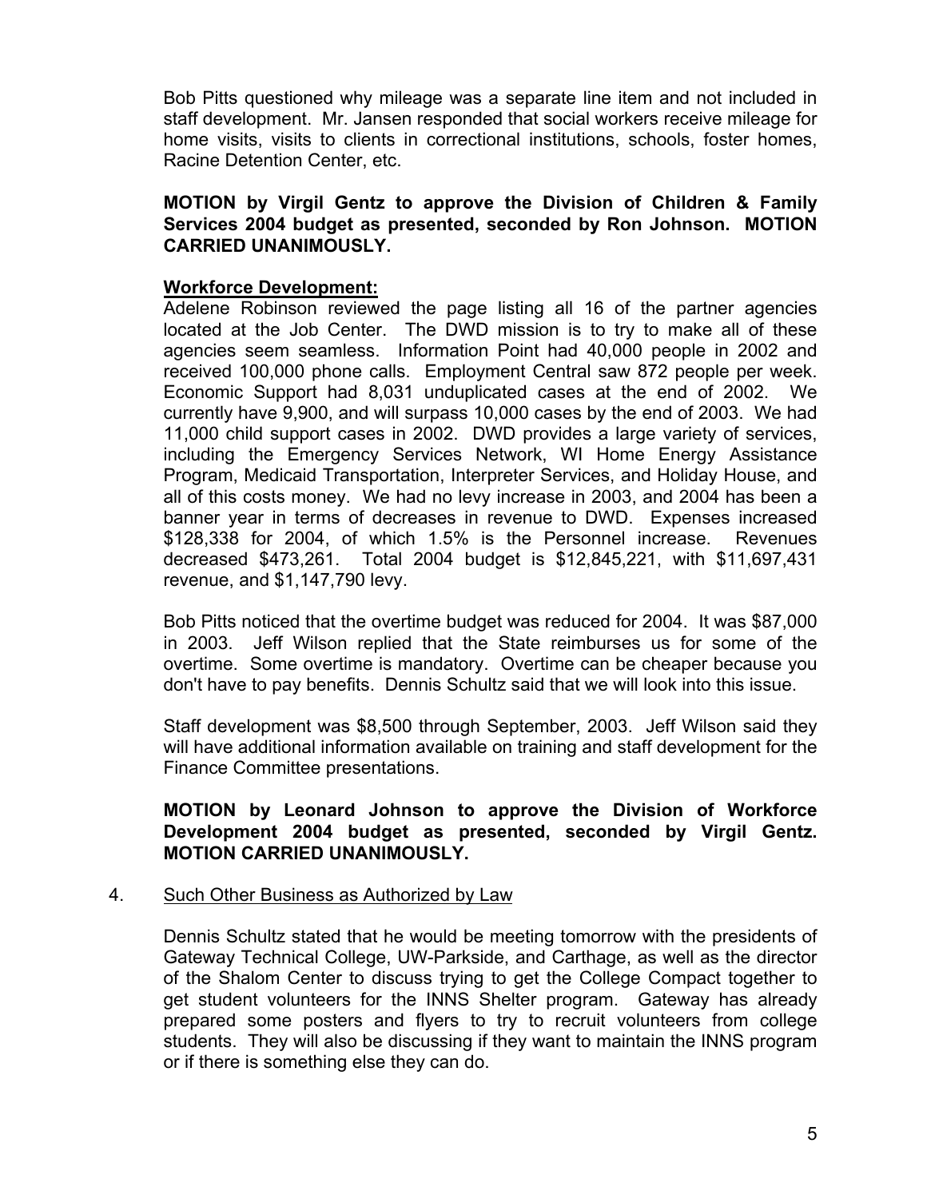Bob Pitts questioned why mileage was a separate line item and not included in staff development. Mr. Jansen responded that social workers receive mileage for home visits, visits to clients in correctional institutions, schools, foster homes, Racine Detention Center, etc.

**MOTION by Virgil Gentz to approve the Division of Children & Family Services 2004 budget as presented, seconded by Ron Johnson. MOTION CARRIED UNANIMOUSLY.**

**Workforce Development:**

Adelene Robinson reviewed the page listing all 16 of the partner agencies located at the Job Center. The DWD mission is to try to make all of these agencies seem seamless. Information Point had 40,000 people in 2002 and received 100,000 phone calls. Employment Central saw 872 people per week. Economic Support had 8,031 unduplicated cases at the end of 2002. We currently have 9,900, and will surpass 10,000 cases by the end of 2003. We had 11,000 child support cases in 2002. DWD provides a large variety of services, including the Emergency Services Network, WI Home Energy Assistance Program, Medicaid Transportation, Interpreter Services, and Holiday House, and all of this costs money. We had no levy increase in 2003, and 2004 has been a banner year in terms of decreases in revenue to DWD. Expenses increased $128,338 for 2004, of which 1.5% is the Personnel increase. Revenues decreased $473,261. Total 2004 budget is $12,845,221, with $11,697,431 revenue, and $1,147,790 levy.

Bob Pitts noticed that the overtime budget was reduced for 2004. It was $87,000 in 2003. Jeff Wilson replied that the State reimburses us for some of the overtime. Some overtime is mandatory. Overtime can be cheaper because you don't have to pay benefits. Dennis Schultz said that we will look into this issue.

Staff development was $8,500 through September, 2003. Jeff Wilson said they will have additional information available on training and staff development for the Finance Committee presentations.

**MOTION by Leonard Johnson to approve the Division of Workforce Development 2004 budget as presented, seconded by Virgil Gentz. MOTION CARRIED UNANIMOUSLY.**

4. Such Other Business as Authorized by Law

Dennis Schultz stated that he would be meeting tomorrow with the presidents of Gateway Technical College, UW-Parkside, and Carthage, as well as the director of the Shalom Center to discuss trying to get the College Compact together to get student volunteers for the INNS Shelter program. Gateway has already prepared some posters and flyers to try to recruit volunteers from college students. They will also be discussing if they want to maintain the INNS program or if there is something else they can do.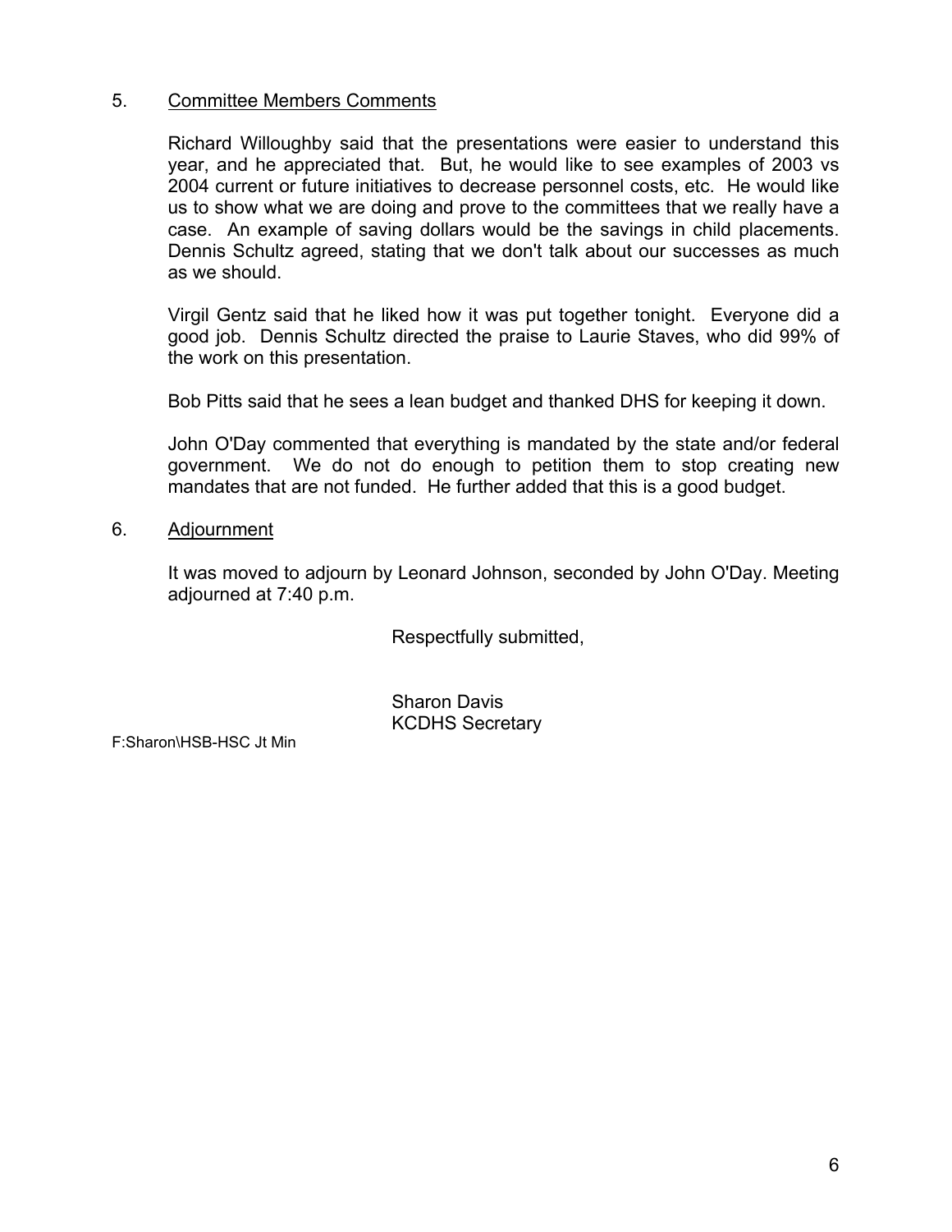5. Committee Members Comments

Richard Willoughby said that the presentations were easier to understand this year, and he appreciated that. But, he would like to see examples of 2003 vs 2004 current or future initiatives to decrease personnel costs, etc. He would like us to show what we are doing and prove to the committees that we really have a case. An example of saving dollars would be the savings in child placements. Dennis Schultz agreed, stating that we don't talk about our successes as much as we should.

Virgil Gentz said that he liked how it was put together tonight. Everyone did a good job. Dennis Schultz directed the praise to Laurie Staves, who did 99% of the work on this presentation.

Bob Pitts said that he sees a lean budget and thanked DHS for keeping it down.

John O'Day commented that everything is mandated by the state and/or federal government. We do not do enough to petition them to stop creating new mandates that are not funded. He further added that this is a good budget.

6. Adjournment

It was moved to adjourn by Leonard Johnson, seconded by John O'Day. Meeting adjourned at 7:40 p.m.

Respectfully submitted,

Sharon Davis
KCDHS Secretary

F:Sharon\HSB-HSC Jt Min